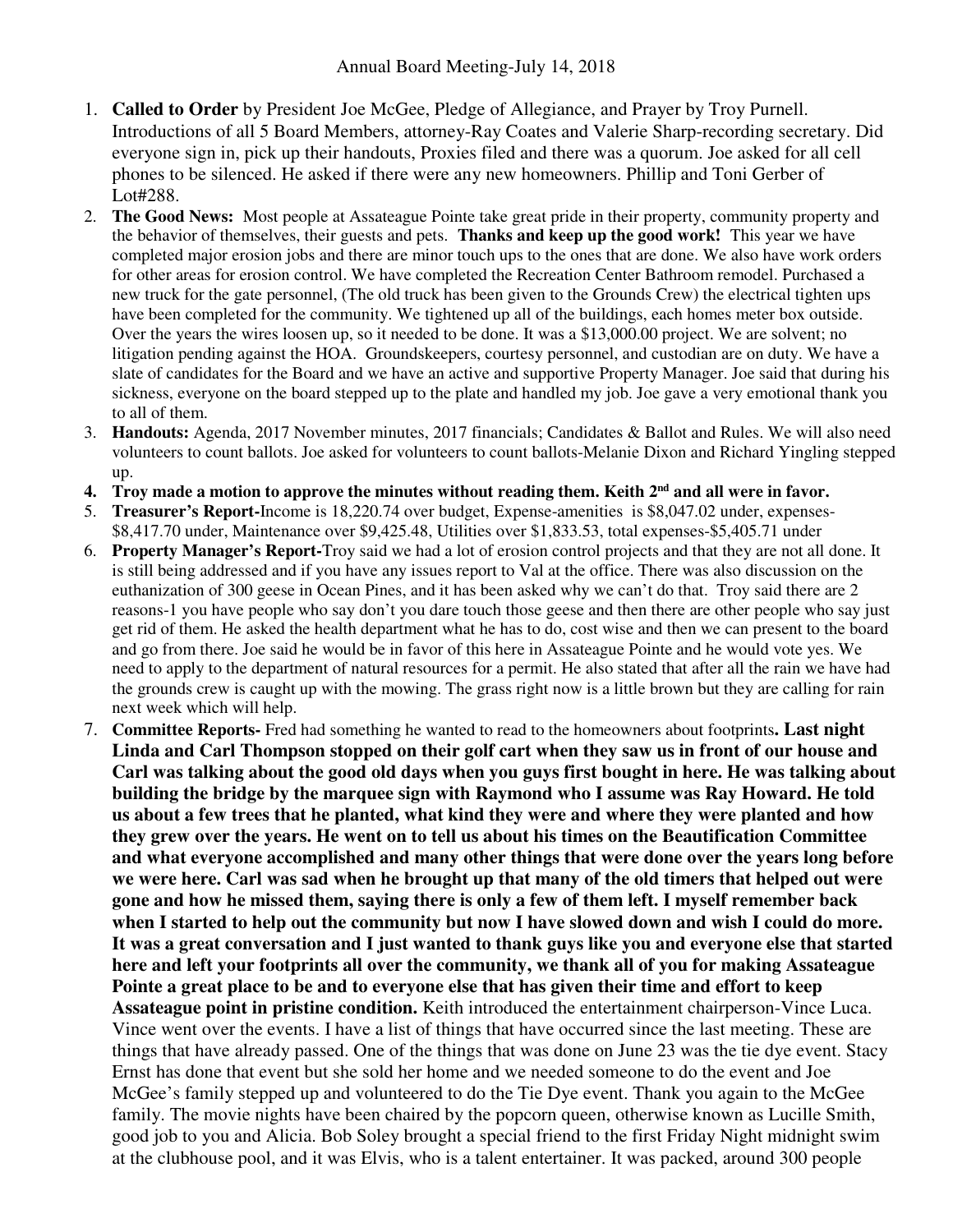# Annual Board Meeting-July 14, 2018

1. **Called to Order** by President Joe McGee, Pledge of Allegiance, and Prayer by Troy Purnell. Introductions of all 5 Board Members, attorney-Ray Coates and Valerie Sharp-recording secretary. Did everyone sign in, pick up their handouts, Proxies filed and there was a quorum. Joe asked for all cell phones to be silenced. He asked if there were any new homeowners. Phillip and Toni Gerber of Lot#288.
2. **The Good News:** Most people at Assateague Pointe take great pride in their property, community property and the behavior of themselves, their guests and pets. **Thanks and keep up the good work!** This year we have completed major erosion jobs and there are minor touch ups to the ones that are done. We also have work orders for other areas for erosion control. We have completed the Recreation Center Bathroom remodel. Purchased a new truck for the gate personnel, (The old truck has been given to the Grounds Crew) the electrical tighten ups have been completed for the community. We tightened up all of the buildings, each homes meter box outside. Over the years the wires loosen up, so it needed to be done. It was a $13,000.00 project. We are solvent; no litigation pending against the HOA. Groundskeepers, courtesy personnel, and custodian are on duty. We have a slate of candidates for the Board and we have an active and supportive Property Manager. Joe said that during his sickness, everyone on the board stepped up to the plate and handled my job. Joe gave a very emotional thank you to all of them.
3. **Handouts:** Agenda, 2017 November minutes, 2017 financials; Candidates & Ballot and Rules. We will also need volunteers to count ballots. Joe asked for volunteers to count ballots-Melanie Dixon and Richard Yingling stepped up.
4. **Troy made a motion to approve the minutes without reading them. Keith 2nd and all were in favor.**
5. **Treasurer's Report-**Income is 18,220.74 over budget, Expense-amenities is $8,047.02 under, expenses-$8,417.70 under, Maintenance over $9,425.48, Utilities over $1,833.53, total expenses-$5,405.71 under
6. **Property Manager's Report-**Troy said we had a lot of erosion control projects and that they are not all done. It is still being addressed and if you have any issues report to Val at the office. There was also discussion on the euthanization of 300 geese in Ocean Pines, and it has been asked why we can't do that. Troy said there are 2 reasons-1 you have people who say don't you dare touch those geese and then there are other people who say just get rid of them. He asked the health department what he has to do, cost wise and then we can present to the board and go from there. Joe said he would be in favor of this here in Assateague Pointe and he would vote yes. We need to apply to the department of natural resources for a permit. He also stated that after all the rain we have had the grounds crew is caught up with the mowing. The grass right now is a little brown but they are calling for rain next week which will help.
7. **Committee Reports-** Fred had something he wanted to read to the homeowners about footprints**. Last night Linda and Carl Thompson stopped on their golf cart when they saw us in front of our house and Carl was talking about the good old days when you guys first bought in here. He was talking about building the bridge by the marquee sign with Raymond who I assume was Ray Howard. He told us about a few trees that he planted, what kind they were and where they were planted and how they grew over the years. He went on to tell us about his times on the Beautification Committee and what everyone accomplished and many other things that were done over the years long before we were here. Carl was sad when he brought up that many of the old timers that helped out were gone and how he missed them, saying there is only a few of them left. I myself remember back when I started to help out the community but now I have slowed down and wish I could do more. It was a great conversation and I just wanted to thank guys like you and everyone else that started here and left your footprints all over the community, we thank all of you for making Assateague Pointe a great place to be and to everyone else that has given their time and effort to keep Assateague point in pristine condition.** Keith introduced the entertainment chairperson-Vince Luca. Vince went over the events. I have a list of things that have occurred since the last meeting. These are things that have already passed. One of the things that was done on June 23 was the tie dye event. Stacy Ernst has done that event but she sold her home and we needed someone to do the event and Joe McGee's family stepped up and volunteered to do the Tie Dye event. Thank you again to the McGee family. The movie nights have been chaired by the popcorn queen, otherwise known as Lucille Smith, good job to you and Alicia. Bob Soley brought a special friend to the first Friday Night midnight swim at the clubhouse pool, and it was Elvis, who is a talent entertainer. It was packed, around 300 people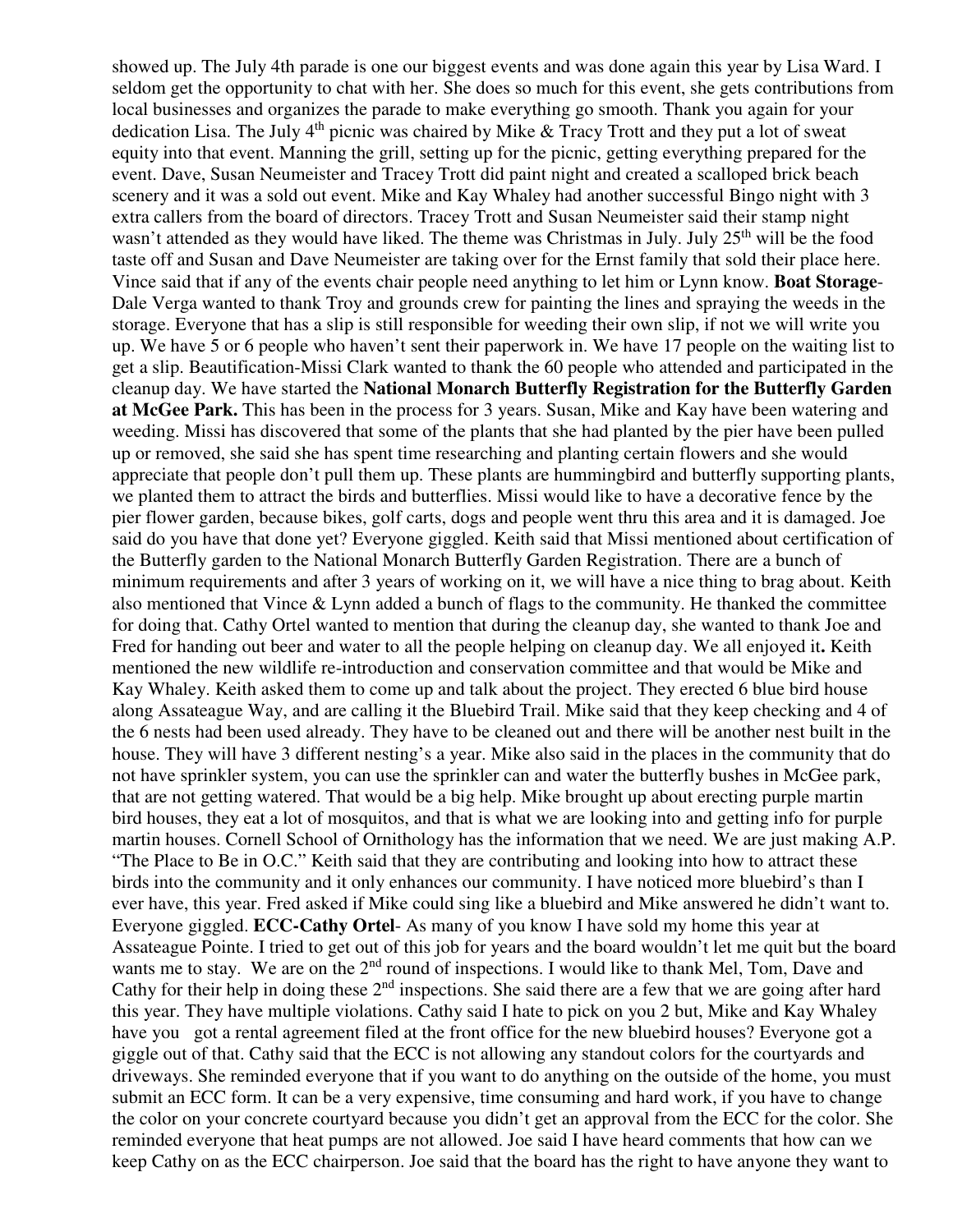showed up. The July 4th parade is one our biggest events and was done again this year by Lisa Ward. I seldom get the opportunity to chat with her. She does so much for this event, she gets contributions from local businesses and organizes the parade to make everything go smooth. Thank you again for your dedication Lisa. The July 4th picnic was chaired by Mike & Tracy Trott and they put a lot of sweat equity into that event. Manning the grill, setting up for the picnic, getting everything prepared for the event. Dave, Susan Neumeister and Tracey Trott did paint night and created a scalloped brick beach scenery and it was a sold out event. Mike and Kay Whaley had another successful Bingo night with 3 extra callers from the board of directors. Tracey Trott and Susan Neumeister said their stamp night wasn't attended as they would have liked. The theme was Christmas in July. July 25th will be the food taste off and Susan and Dave Neumeister are taking over for the Ernst family that sold their place here. Vince said that if any of the events chair people need anything to let him or Lynn know. **Boat Storage**-Dale Verga wanted to thank Troy and grounds crew for painting the lines and spraying the weeds in the storage. Everyone that has a slip is still responsible for weeding their own slip, if not we will write you up. We have 5 or 6 people who haven't sent their paperwork in. We have 17 people on the waiting list to get a slip. Beautification-Missi Clark wanted to thank the 60 people who attended and participated in the cleanup day. We have started the **National Monarch Butterfly Registration for the Butterfly Garden at McGee Park.** This has been in the process for 3 years. Susan, Mike and Kay have been watering and weeding. Missi has discovered that some of the plants that she had planted by the pier have been pulled up or removed, she said she has spent time researching and planting certain flowers and she would appreciate that people don't pull them up. These plants are hummingbird and butterfly supporting plants, we planted them to attract the birds and butterflies. Missi would like to have a decorative fence by the pier flower garden, because bikes, golf carts, dogs and people went thru this area and it is damaged. Joe said do you have that done yet? Everyone giggled. Keith said that Missi mentioned about certification of the Butterfly garden to the National Monarch Butterfly Garden Registration. There are a bunch of minimum requirements and after 3 years of working on it, we will have a nice thing to brag about. Keith also mentioned that Vince & Lynn added a bunch of flags to the community. He thanked the committee for doing that. Cathy Ortel wanted to mention that during the cleanup day, she wanted to thank Joe and Fred for handing out beer and water to all the people helping on cleanup day. We all enjoyed it**.** Keith mentioned the new wildlife re-introduction and conservation committee and that would be Mike and Kay Whaley. Keith asked them to come up and talk about the project. They erected 6 blue bird house along Assateague Way, and are calling it the Bluebird Trail. Mike said that they keep checking and 4 of the 6 nests had been used already. They have to be cleaned out and there will be another nest built in the house. They will have 3 different nesting's a year. Mike also said in the places in the community that do not have sprinkler system, you can use the sprinkler can and water the butterfly bushes in McGee park, that are not getting watered. That would be a big help. Mike brought up about erecting purple martin bird houses, they eat a lot of mosquitos, and that is what we are looking into and getting info for purple martin houses. Cornell School of Ornithology has the information that we need. We are just making A.P. "The Place to Be in O.C." Keith said that they are contributing and looking into how to attract these birds into the community and it only enhances our community. I have noticed more bluebird's than I ever have, this year. Fred asked if Mike could sing like a bluebird and Mike answered he didn't want to. Everyone giggled. **ECC-Cathy Ortel**- As many of you know I have sold my home this year at Assateague Pointe. I tried to get out of this job for years and the board wouldn't let me quit but the board wants me to stay. We are on the 2nd round of inspections. I would like to thank Mel, Tom, Dave and Cathy for their help in doing these 2nd inspections. She said there are a few that we are going after hard this year. They have multiple violations. Cathy said I hate to pick on you 2 but, Mike and Kay Whaley have you got a rental agreement filed at the front office for the new bluebird houses? Everyone got a giggle out of that. Cathy said that the ECC is not allowing any standout colors for the courtyards and driveways. She reminded everyone that if you want to do anything on the outside of the home, you must submit an ECC form. It can be a very expensive, time consuming and hard work, if you have to change the color on your concrete courtyard because you didn't get an approval from the ECC for the color. She reminded everyone that heat pumps are not allowed. Joe said I have heard comments that how can we keep Cathy on as the ECC chairperson. Joe said that the board has the right to have anyone they want to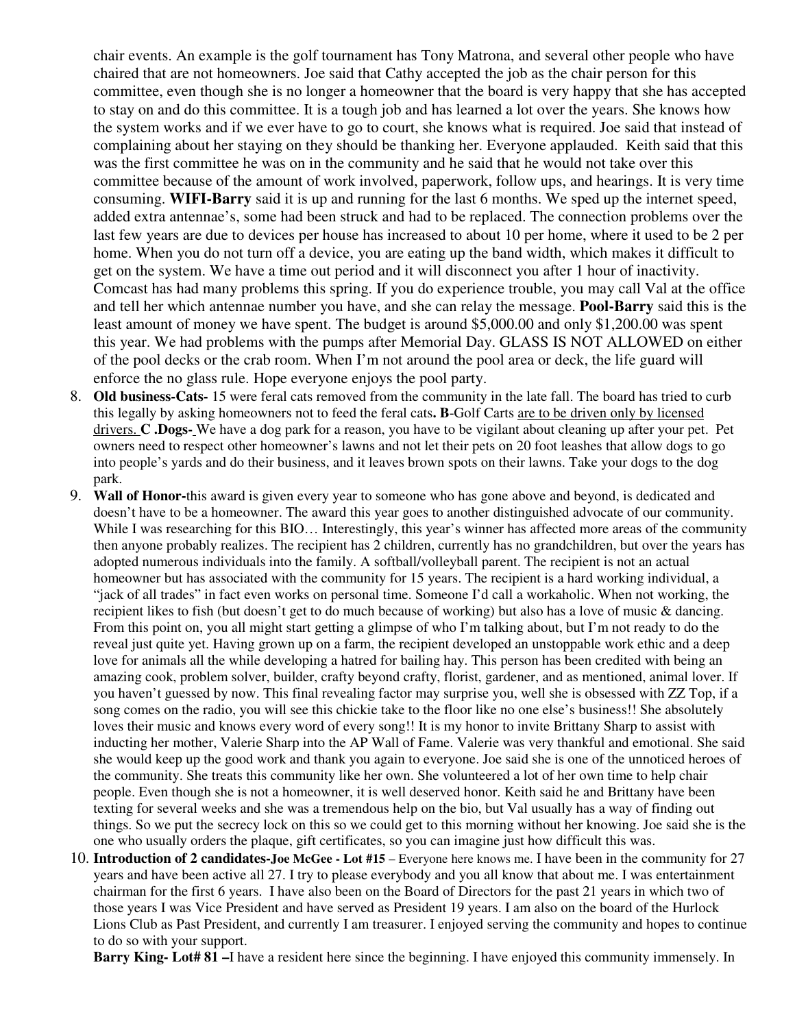chair events. An example is the golf tournament has Tony Matrona, and several other people who have chaired that are not homeowners. Joe said that Cathy accepted the job as the chair person for this committee, even though she is no longer a homeowner that the board is very happy that she has accepted to stay on and do this committee. It is a tough job and has learned a lot over the years. She knows how the system works and if we ever have to go to court, she knows what is required. Joe said that instead of complaining about her staying on they should be thanking her. Everyone applauded. Keith said that this was the first committee he was on in the community and he said that he would not take over this committee because of the amount of work involved, paperwork, follow ups, and hearings. It is very time consuming. **WIFI-Barry** said it is up and running for the last 6 months. We sped up the internet speed, added extra antennae's, some had been struck and had to be replaced. The connection problems over the last few years are due to devices per house has increased to about 10 per home, where it used to be 2 per home. When you do not turn off a device, you are eating up the band width, which makes it difficult to get on the system. We have a time out period and it will disconnect you after 1 hour of inactivity. Comcast has had many problems this spring. If you do experience trouble, you may call Val at the office and tell her which antennae number you have, and she can relay the message. **Pool-Barry** said this is the least amount of money we have spent. The budget is around $5,000.00 and only $1,200.00 was spent this year. We had problems with the pumps after Memorial Day. GLASS IS NOT ALLOWED on either of the pool decks or the crab room. When I'm not around the pool area or deck, the life guard will enforce the no glass rule. Hope everyone enjoys the pool party.

8. **Old business-Cats-** 15 were feral cats removed from the community in the late fall. The board has tried to curb this legally by asking homeowners not to feed the feral cats**. B**-Golf Carts <u>are to be driven only by licensed drivers.</u> **C .Dogs-** We have a dog park for a reason, you have to be vigilant about cleaning up after your pet. Pet owners need to respect other homeowner's lawns and not let their pets on 20 foot leashes that allow dogs to go into people's yards and do their business, and it leaves brown spots on their lawns. Take your dogs to the dog park.
9. **Wall of Honor-**this award is given every year to someone who has gone above and beyond, is dedicated and doesn't have to be a homeowner. The award this year goes to another distinguished advocate of our community. While I was researching for this BIO… Interestingly, this year's winner has affected more areas of the community then anyone probably realizes. The recipient has 2 children, currently has no grandchildren, but over the years has adopted numerous individuals into the family. A softball/volleyball parent. The recipient is not an actual homeowner but has associated with the community for 15 years. The recipient is a hard working individual, a "jack of all trades" in fact even works on personal time. Someone I'd call a workaholic. When not working, the recipient likes to fish (but doesn't get to do much because of working) but also has a love of music & dancing. From this point on, you all might start getting a glimpse of who I'm talking about, but I'm not ready to do the reveal just quite yet. Having grown up on a farm, the recipient developed an unstoppable work ethic and a deep love for animals all the while developing a hatred for bailing hay. This person has been credited with being an amazing cook, problem solver, builder, crafty beyond crafty, florist, gardener, and as mentioned, animal lover. If you haven't guessed by now. This final revealing factor may surprise you, well she is obsessed with ZZ Top, if a song comes on the radio, you will see this chickie take to the floor like no one else's business!! She absolutely loves their music and knows every word of every song!! It is my honor to invite Brittany Sharp to assist with inducting her mother, Valerie Sharp into the AP Wall of Fame. Valerie was very thankful and emotional. She said she would keep up the good work and thank you again to everyone. Joe said she is one of the unnoticed heroes of the community. She treats this community like her own. She volunteered a lot of her own time to help chair people. Even though she is not a homeowner, it is well deserved honor. Keith said he and Brittany have been texting for several weeks and she was a tremendous help on the bio, but Val usually has a way of finding out things. So we put the secrecy lock on this so we could get to this morning without her knowing. Joe said she is the one who usually orders the plaque, gift certificates, so you can imagine just how difficult this was.
10. **Introduction of 2 candidates-Joe McGee - Lot #15** – Everyone here knows me. I have been in the community for 27 years and have been active all 27. I try to please everybody and you all know that about me. I was entertainment chairman for the first 6 years. I have also been on the Board of Directors for the past 21 years in which two of those years I was Vice President and have served as President 19 years. I am also on the board of the Hurlock Lions Club as Past President, and currently I am treasurer. I enjoyed serving the community and hopes to continue to do so with your support.

    **Barry King- Lot# 81 –**I have a resident here since the beginning. I have enjoyed this community immensely. In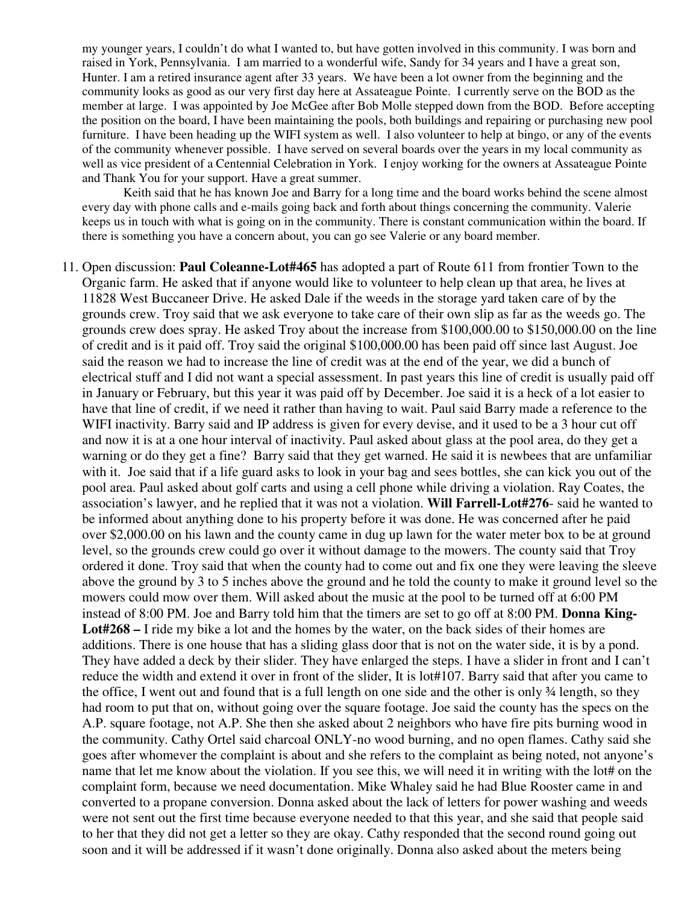my younger years, I couldn't do what I wanted to, but have gotten involved in this community. I was born and raised in York, Pennsylvania. I am married to a wonderful wife, Sandy for 34 years and I have a great son, Hunter. I am a retired insurance agent after 33 years. We have been a lot owner from the beginning and the community looks as good as our very first day here at Assateague Pointe. I currently serve on the BOD as the member at large. I was appointed by Joe McGee after Bob Molle stepped down from the BOD. Before accepting the position on the board, I have been maintaining the pools, both buildings and repairing or purchasing new pool furniture. I have been heading up the WIFI system as well. I also volunteer to help at bingo, or any of the events of the community whenever possible. I have served on several boards over the years in my local community as well as vice president of a Centennial Celebration in York. I enjoy working for the owners at Assateague Pointe and Thank You for your support. Have a great summer.

Keith said that he has known Joe and Barry for a long time and the board works behind the scene almost every day with phone calls and e-mails going back and forth about things concerning the community. Valerie keeps us in touch with what is going on in the community. There is constant communication within the board. If there is something you have a concern about, you can go see Valerie or any board member.

11. Open discussion: **Paul Coleanne-Lot#465** has adopted a part of Route 611 from frontier Town to the Organic farm. He asked that if anyone would like to volunteer to help clean up that area, he lives at 11828 West Buccaneer Drive. He asked Dale if the weeds in the storage yard taken care of by the grounds crew. Troy said that we ask everyone to take care of their own slip as far as the weeds go. The grounds crew does spray. He asked Troy about the increase from $100,000.00 to $150,000.00 on the line of credit and is it paid off. Troy said the original $100,000.00 has been paid off since last August. Joe said the reason we had to increase the line of credit was at the end of the year, we did a bunch of electrical stuff and I did not want a special assessment. In past years this line of credit is usually paid off in January or February, but this year it was paid off by December. Joe said it is a heck of a lot easier to have that line of credit, if we need it rather than having to wait. Paul said Barry made a reference to the WIFI inactivity. Barry said and IP address is given for every devise, and it used to be a 3 hour cut off and now it is at a one hour interval of inactivity. Paul asked about glass at the pool area, do they get a warning or do they get a fine? Barry said that they get warned. He said it is newbees that are unfamiliar with it. Joe said that if a life guard asks to look in your bag and sees bottles, she can kick you out of the pool area. Paul asked about golf carts and using a cell phone while driving a violation. Ray Coates, the association's lawyer, and he replied that it was not a violation. **Will Farrell-Lot#276**- said he wanted to be informed about anything done to his property before it was done. He was concerned after he paid over $2,000.00 on his lawn and the county came in dug up lawn for the water meter box to be at ground level, so the grounds crew could go over it without damage to the mowers. The county said that Troy ordered it done. Troy said that when the county had to come out and fix one they were leaving the sleeve above the ground by 3 to 5 inches above the ground and he told the county to make it ground level so the mowers could mow over them. Will asked about the music at the pool to be turned off at 6:00 PM instead of 8:00 PM. Joe and Barry told him that the timers are set to go off at 8:00 PM. **Donna King-Lot#268 –** I ride my bike a lot and the homes by the water, on the back sides of their homes are additions. There is one house that has a sliding glass door that is not on the water side, it is by a pond. They have added a deck by their slider. They have enlarged the steps. I have a slider in front and I can't reduce the width and extend it over in front of the slider, It is lot#107. Barry said that after you came to the office, I went out and found that is a full length on one side and the other is only ¾ length, so they had room to put that on, without going over the square footage. Joe said the county has the specs on the A.P. square footage, not A.P. She then she asked about 2 neighbors who have fire pits burning wood in the community. Cathy Ortel said charcoal ONLY-no wood burning, and no open flames. Cathy said she goes after whomever the complaint is about and she refers to the complaint as being noted, not anyone's name that let me know about the violation. If you see this, we will need it in writing with the lot# on the complaint form, because we need documentation. Mike Whaley said he had Blue Rooster came in and converted to a propane conversion. Donna asked about the lack of letters for power washing and weeds were not sent out the first time because everyone needed to that this year, and she said that people said to her that they did not get a letter so they are okay. Cathy responded that the second round going out soon and it will be addressed if it wasn't done originally. Donna also asked about the meters being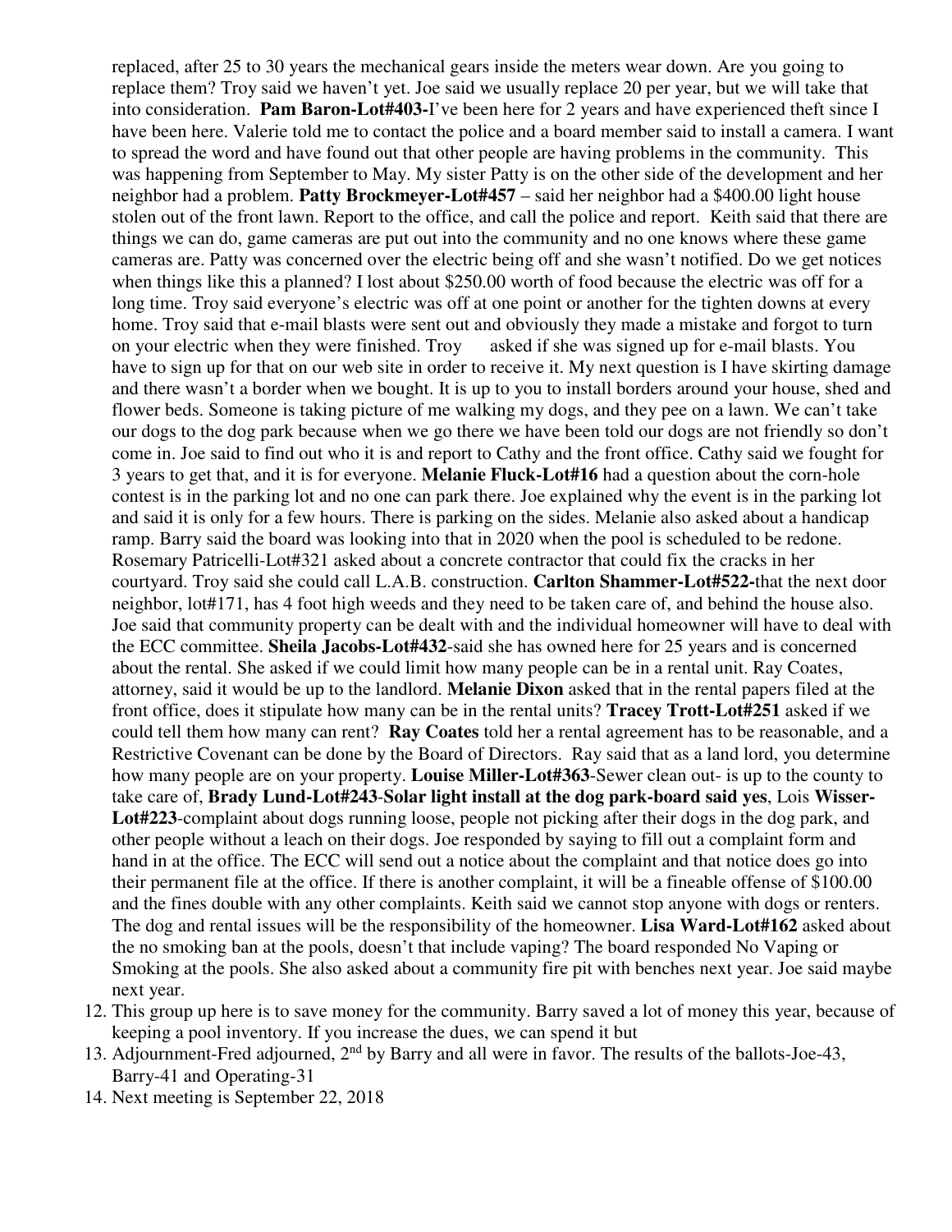replaced, after 25 to 30 years the mechanical gears inside the meters wear down. Are you going to replace them? Troy said we haven't yet. Joe said we usually replace 20 per year, but we will take that into consideration. **Pam Baron-Lot#403-**I've been here for 2 years and have experienced theft since I have been here. Valerie told me to contact the police and a board member said to install a camera. I want to spread the word and have found out that other people are having problems in the community. This was happening from September to May. My sister Patty is on the other side of the development and her neighbor had a problem. **Patty Brockmeyer-Lot#457** – said her neighbor had a $400.00 light house stolen out of the front lawn. Report to the office, and call the police and report. Keith said that there are things we can do, game cameras are put out into the community and no one knows where these game cameras are. Patty was concerned over the electric being off and she wasn't notified. Do we get notices when things like this a planned? I lost about $250.00 worth of food because the electric was off for a long time. Troy said everyone's electric was off at one point or another for the tighten downs at every home. Troy said that e-mail blasts were sent out and obviously they made a mistake and forgot to turn on your electric when they were finished. Troy asked if she was signed up for e-mail blasts. You have to sign up for that on our web site in order to receive it. My next question is I have skirting damage and there wasn't a border when we bought. It is up to you to install borders around your house, shed and flower beds. Someone is taking picture of me walking my dogs, and they pee on a lawn. We can't take our dogs to the dog park because when we go there we have been told our dogs are not friendly so don't come in. Joe said to find out who it is and report to Cathy and the front office. Cathy said we fought for 3 years to get that, and it is for everyone. **Melanie Fluck-Lot#16** had a question about the corn-hole contest is in the parking lot and no one can park there. Joe explained why the event is in the parking lot and said it is only for a few hours. There is parking on the sides. Melanie also asked about a handicap ramp. Barry said the board was looking into that in 2020 when the pool is scheduled to be redone. Rosemary Patricelli-Lot#321 asked about a concrete contractor that could fix the cracks in her courtyard. Troy said she could call L.A.B. construction. **Carlton Shammer-Lot#522-**that the next door neighbor, lot#171, has 4 foot high weeds and they need to be taken care of, and behind the house also. Joe said that community property can be dealt with and the individual homeowner will have to deal with the ECC committee. **Sheila Jacobs-Lot#432**-said she has owned here for 25 years and is concerned about the rental. She asked if we could limit how many people can be in a rental unit. Ray Coates, attorney, said it would be up to the landlord. **Melanie Dixon** asked that in the rental papers filed at the front office, does it stipulate how many can be in the rental units? **Tracey Trott-Lot#251** asked if we could tell them how many can rent? **Ray Coates** told her a rental agreement has to be reasonable, and a Restrictive Covenant can be done by the Board of Directors. Ray said that as a land lord, you determine how many people are on your property. **Louise Miller-Lot#363**-Sewer clean out- is up to the county to take care of, **Brady Lund-Lot#243**-**Solar light install at the dog park-board said yes**, Lois **Wisser-Lot#223**-complaint about dogs running loose, people not picking after their dogs in the dog park, and other people without a leach on their dogs. Joe responded by saying to fill out a complaint form and hand in at the office. The ECC will send out a notice about the complaint and that notice does go into their permanent file at the office. If there is another complaint, it will be a fineable offense of $100.00 and the fines double with any other complaints. Keith said we cannot stop anyone with dogs or renters. The dog and rental issues will be the responsibility of the homeowner. **Lisa Ward-Lot#162** asked about the no smoking ban at the pools, doesn't that include vaping? The board responded No Vaping or Smoking at the pools. She also asked about a community fire pit with benches next year. Joe said maybe next year.

12. This group up here is to save money for the community. Barry saved a lot of money this year, because of keeping a pool inventory. If you increase the dues, we can spend it but
13. Adjournment-Fred adjourned, 2nd by Barry and all were in favor. The results of the ballots-Joe-43, Barry-41 and Operating-31
14. Next meeting is September 22, 2018